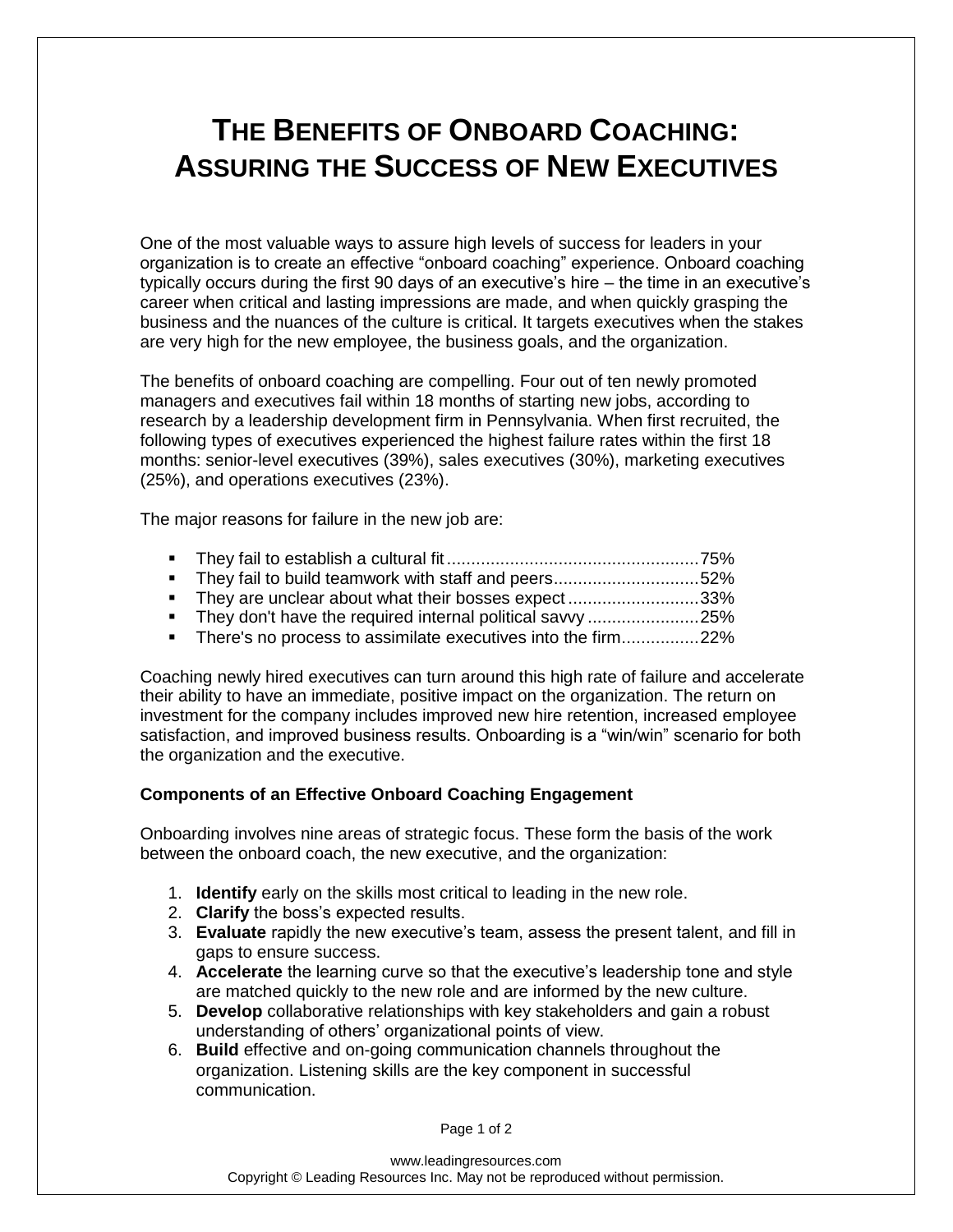# THE BENEFITS OF ONBOARD COACHING: ASSURING THE SUCCESS OF NEW EXECUTIVES

One of the most valuable ways to assure high levels of success for leaders in your organization is to create an effective "onboard coaching" experience. Onboard coaching typically occurs during the first 90 days of an executive's hire – the time in an executive's career when critical and lasting impressions are made, and when quickly grasping the business and the nuances of the culture is critical. It targets executives when the stakes are very high for the new employee, the business goals, and the organization.

The benefits of onboard coaching are compelling. Four out of ten newly promoted managers and executives fail within 18 months of starting new jobs, according to research by a leadership development firm in Pennsylvania. When first recruited, the following types of executives experienced the highest failure rates within the first 18 months: senior-level executives (39%), sales executives (30%), marketing executives (25%), and operations executives (23%).

The major reasons for failure in the new job are:

- They fail to establish a cultural fit....................................................75%
- They fail to build teamwork with staff and peers..............................52%
- They are unclear about what their bosses expect...........................33%
- They don't have the required internal political savvy .......................25%
- There's no process to assimilate executives into the firm................22%

Coaching newly hired executives can turn around this high rate of failure and accelerate their ability to have an immediate, positive impact on the organization. The return on investment for the company includes improved new hire retention, increased employee satisfaction, and improved business results. Onboarding is a "win/win" scenario for both the organization and the executive.

**Components of an Effective Onboard Coaching Engagement**

Onboarding involves nine areas of strategic focus. These form the basis of the work between the onboard coach, the new executive, and the organization:

1. **Identify** early on the skills most critical to leading in the new role.
2. **Clarify** the boss's expected results.
3. **Evaluate** rapidly the new executive's team, assess the present talent, and fill in gaps to ensure success.
4. **Accelerate** the learning curve so that the executive's leadership tone and style are matched quickly to the new role and are informed by the new culture.
5. **Develop** collaborative relationships with key stakeholders and gain a robust understanding of others' organizational points of view.
6. **Build** effective and on-going communication channels throughout the organization. Listening skills are the key component in successful communication.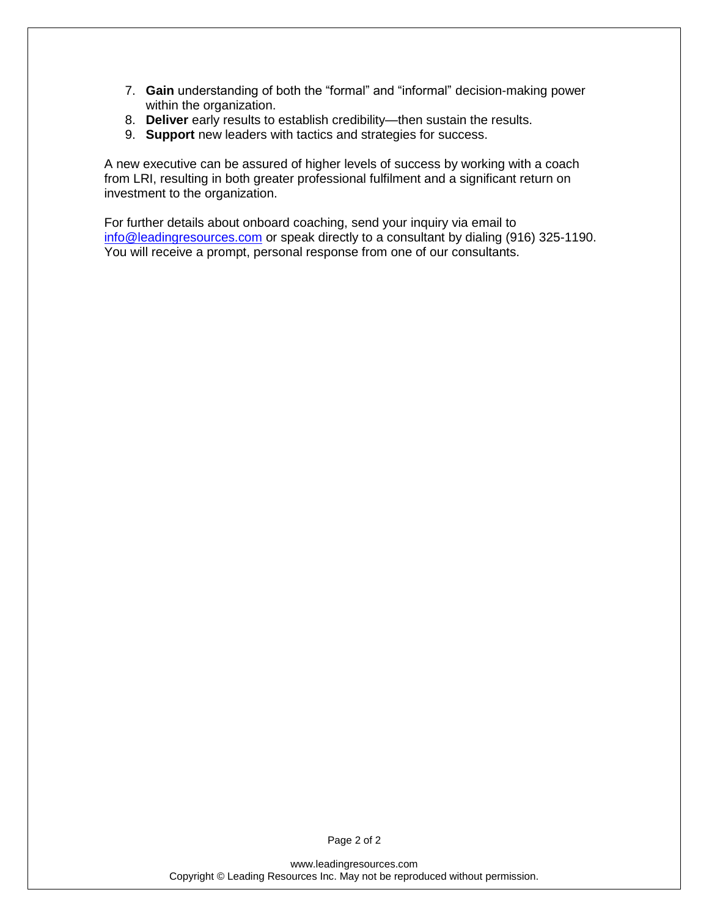7. **Gain** understanding of both the “formal” and “informal” decision-making power within the organization.
8. **Deliver** early results to establish credibility—then sustain the results.
9. **Support** new leaders with tactics and strategies for success.

A new executive can be assured of higher levels of success by working with a coach from LRI, resulting in both greater professional fulfilment and a significant return on investment to the organization.

For further details about onboard coaching, send your inquiry via email to info@leadingresources.com or speak directly to a consultant by dialing (916) 325-1190. You will receive a prompt, personal response from one of our consultants.